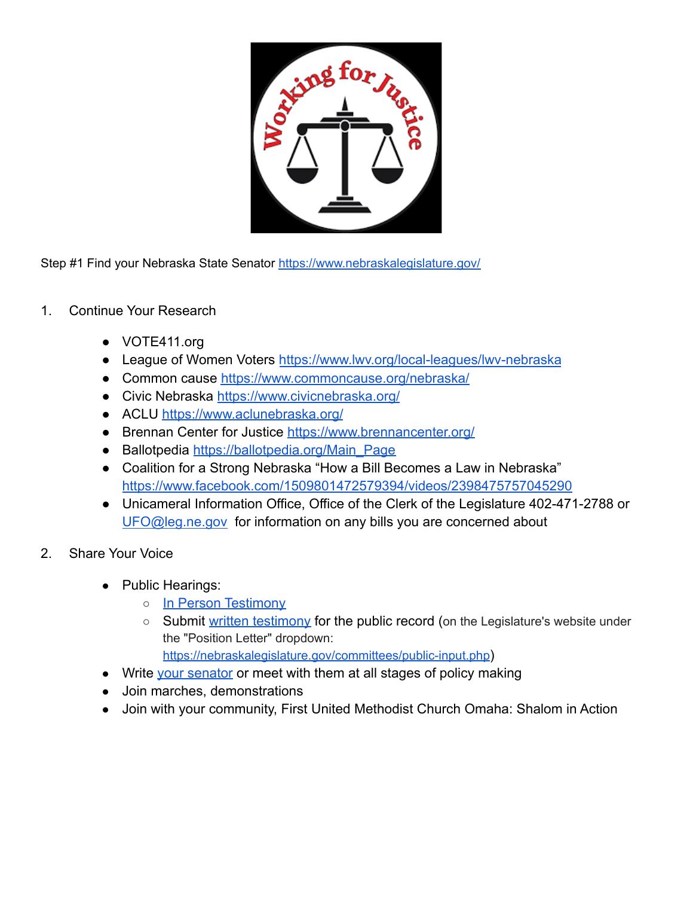Step #1 Find your Nebraska State Senator https://www.nebraskalegislature.gov/

1. Continue Your Research

    - VOTE411.org
    - League of Women Voters https://www.lwv.org/local-leagues/lwv-nebraska
    - Common cause https://www.commoncause.org/nebraska/
    - Civic Nebraska https://www.civicnebraska.org/
    - ACLU https://www.aclunebraska.org/
    - Brennan Center for Justice https://www.brennancenter.org/
    - Ballotpedia https://ballotpedia.org/Main_Page
    - Coalition for a Strong Nebraska "How a Bill Becomes a Law in Nebraska" https://www.facebook.com/1509801472579394/videos/2398475757045290
    - Unicameral Information Office, Office of the Clerk of the Legislature 402-471-2788 or UFO@leg.ne.gov for information on any bills you are concerned about

2. Share Your Voice

    - Public Hearings:
        - In Person Testimony
        - Submit written testimony for the public record (on the Legislature's website under the "Position Letter" dropdown: https://nebraskalegislature.gov/committees/public-input.php)
    - Write your senator or meet with them at all stages of policy making
    - Join marches, demonstrations
    - Join with your community, First United Methodist Church Omaha: Shalom in Action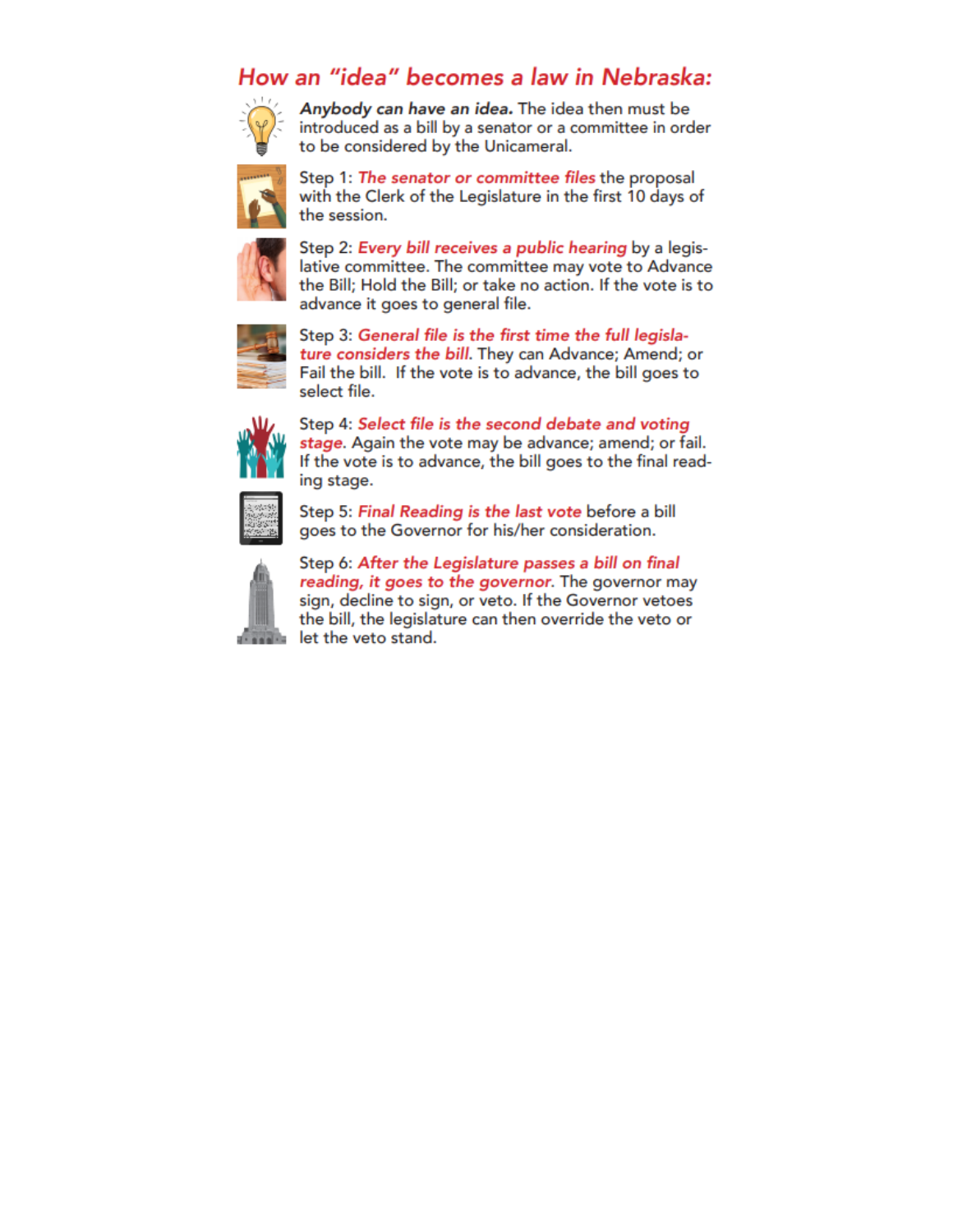## *How an "idea" becomes a law in Nebraska:*

***Anybody can have an idea.*** The idea then must be introduced as a bill by a senator or a committee in order to be considered by the Unicameral.

Step 1: *The senator or committee files* the proposal with the Clerk of the Legislature in the first 10 days of the session.

Step 2: *Every bill receives a public hearing* by a legislative committee. The committee may vote to Advance the Bill; Hold the Bill; or take no action. If the vote is to advance it goes to general file.

Step 3: *General file is the first time the full legislature considers the bill.* They can Advance; Amend; or Fail the bill. If the vote is to advance, the bill goes to select file.

Step 4: *Select file is the second debate and voting stage.* Again the vote may be advance; amend; or fail. If the vote is to advance, the bill goes to the final reading stage.

Step 5: *Final Reading is the last vote* before a bill goes to the Governor for his/her consideration.

Step 6: *After the Legislature passes a bill on final reading, it goes to the governor.* The governor may sign, decline to sign, or veto. If the Governor vetoes the bill, the legislature can then override the veto or let the veto stand.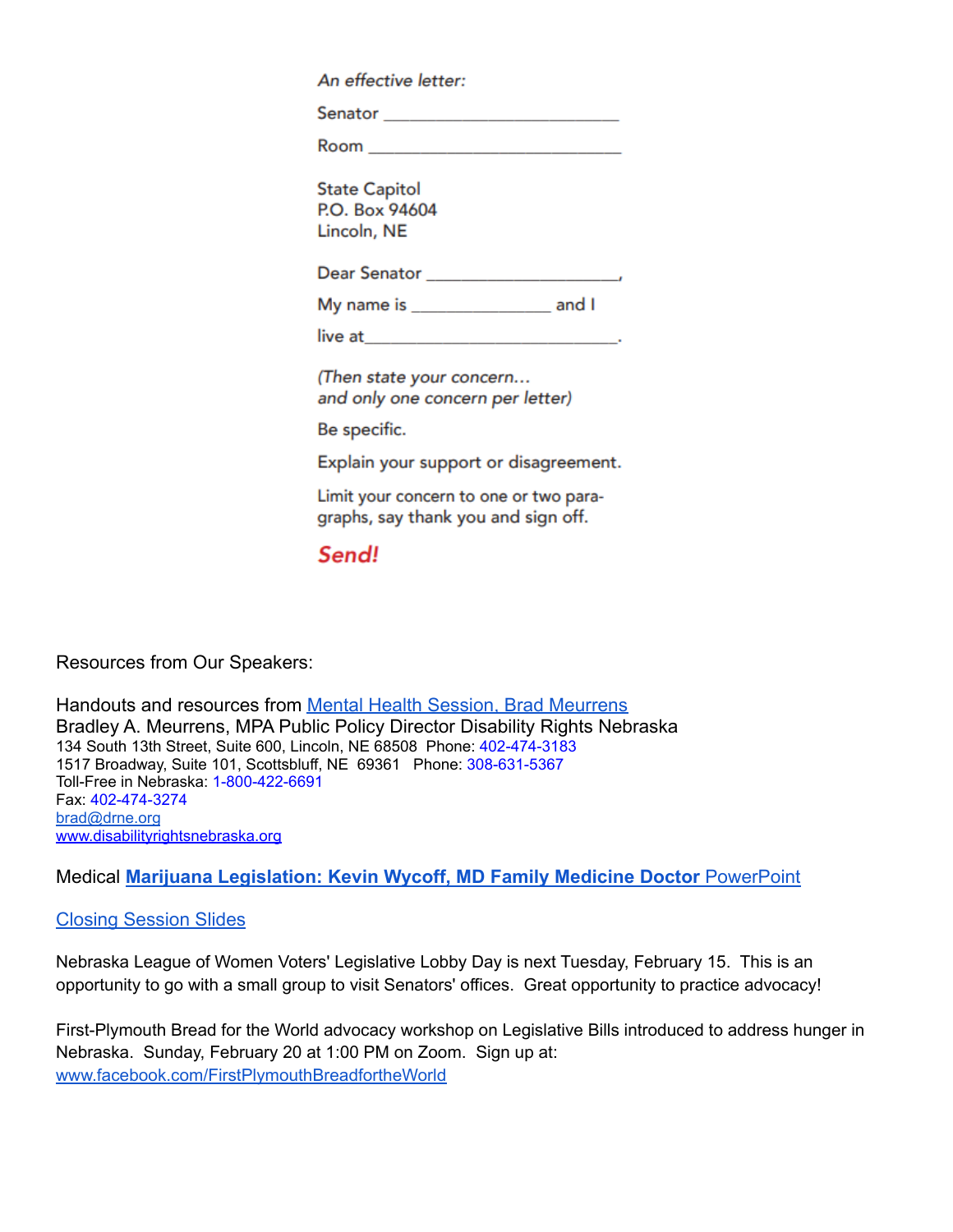*An effective letter:*

Senator ________________________

Room __________________________

State Capitol
P.O. Box 94604
Lincoln, NE

Dear Senator ____________________,

My name is ______________ and I live at__________________________.

*(Then state your concern... and only one concern per letter)*

Be specific.

Explain your support or disagreement.

Limit your concern to one or two paragraphs, say thank you and sign off.

***Send!***

Resources from Our Speakers:

Handouts and resources from [Mental Health Session, Brad Meurrens](#)
Bradley A. Meurrens, MPA Public Policy Director Disability Rights Nebraska
134 South 13th Street, Suite 600, Lincoln, NE 68508 Phone: 402-474-3183
1517 Broadway, Suite 101, Scottsbluff, NE 69361 Phone: 308-631-5367
Toll-Free in Nebraska: 1-800-422-6691
Fax: 402-474-3274
brad@drne.org
www.disabilityrightsnebraska.org

Medical **Marijuana Legislation: Kevin Wycoff, MD Family Medicine Doctor** PowerPoint

[Closing Session Slides](#)

Nebraska League of Women Voters' Legislative Lobby Day is next Tuesday, February 15. This is an opportunity to go with a small group to visit Senators' offices. Great opportunity to practice advocacy!

First-Plymouth Bread for the World advocacy workshop on Legislative Bills introduced to address hunger in Nebraska. Sunday, February 20 at 1:00 PM on Zoom. Sign up at: www.facebook.com/FirstPlymouthBreadfortheWorld